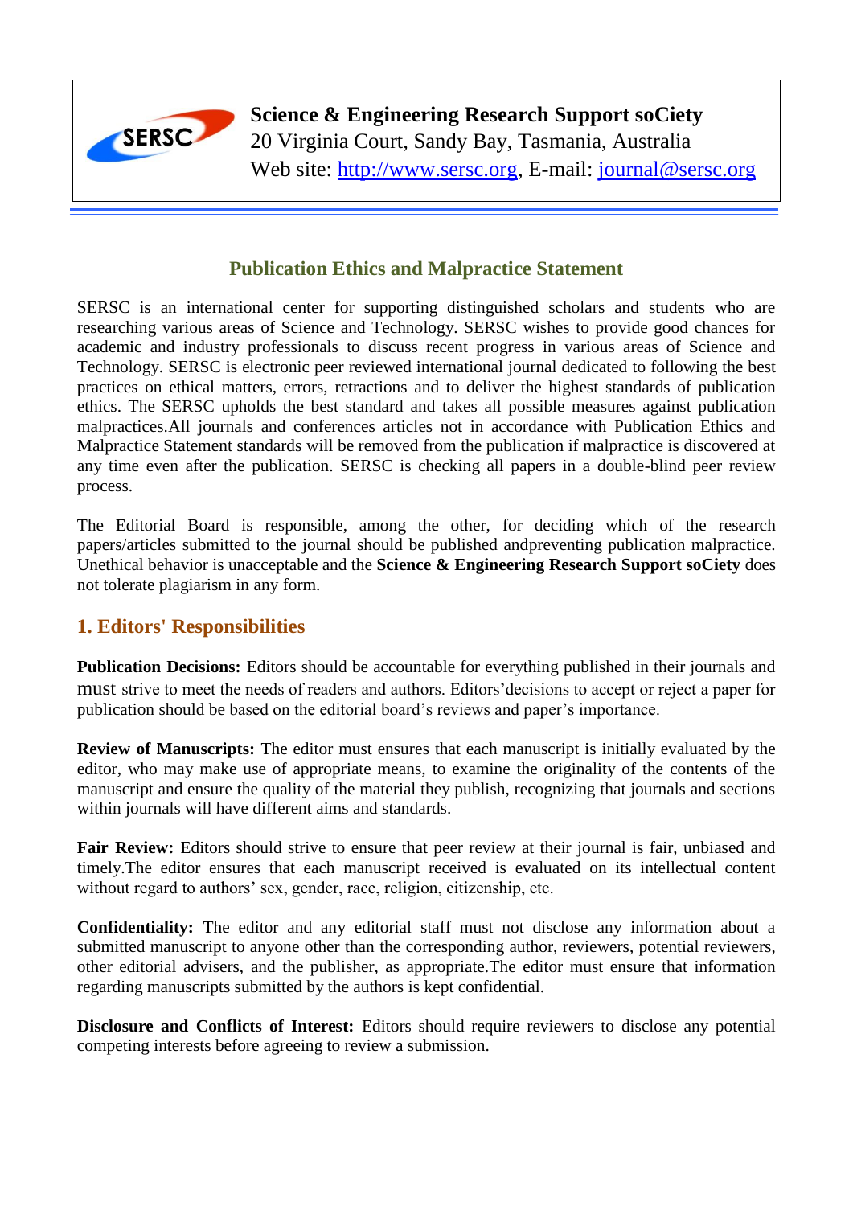**Science & Engineering Research Support soCiety**
20 Virginia Court, Sandy Bay, Tasmania, Australia
Web site: http://www.sersc.org, E-mail: journal@sersc.org

## Publication Ethics and Malpractice Statement

SERSC is an international center for supporting distinguished scholars and students who are researching various areas of Science and Technology. SERSC wishes to provide good chances for academic and industry professionals to discuss recent progress in various areas of Science and Technology. SERSC is electronic peer reviewed international journal dedicated to following the best practices on ethical matters, errors, retractions and to deliver the highest standards of publication ethics. The SERSC upholds the best standard and takes all possible measures against publication malpractices.All journals and conferences articles not in accordance with Publication Ethics and Malpractice Statement standards will be removed from the publication if malpractice is discovered at any time even after the publication. SERSC is checking all papers in a double-blind peer review process.

The Editorial Board is responsible, among the other, for deciding which of the research papers/articles submitted to the journal should be published andpreventing publication malpractice. Unethical behavior is unacceptable and the **Science & Engineering Research Support soCiety** does not tolerate plagiarism in any form.

## 1. Editors' Responsibilities

**Publication Decisions:** Editors should be accountable for everything published in their journals and must strive to meet the needs of readers and authors. Editors'decisions to accept or reject a paper for publication should be based on the editorial board's reviews and paper's importance.

**Review of Manuscripts:** The editor must ensures that each manuscript is initially evaluated by the editor, who may make use of appropriate means, to examine the originality of the contents of the manuscript and ensure the quality of the material they publish, recognizing that journals and sections within journals will have different aims and standards.

**Fair Review:** Editors should strive to ensure that peer review at their journal is fair, unbiased and timely.The editor ensures that each manuscript received is evaluated on its intellectual content without regard to authors' sex, gender, race, religion, citizenship, etc.

**Confidentiality:** The editor and any editorial staff must not disclose any information about a submitted manuscript to anyone other than the corresponding author, reviewers, potential reviewers, other editorial advisers, and the publisher, as appropriate.The editor must ensure that information regarding manuscripts submitted by the authors is kept confidential.

**Disclosure and Conflicts of Interest:** Editors should require reviewers to disclose any potential competing interests before agreeing to review a submission.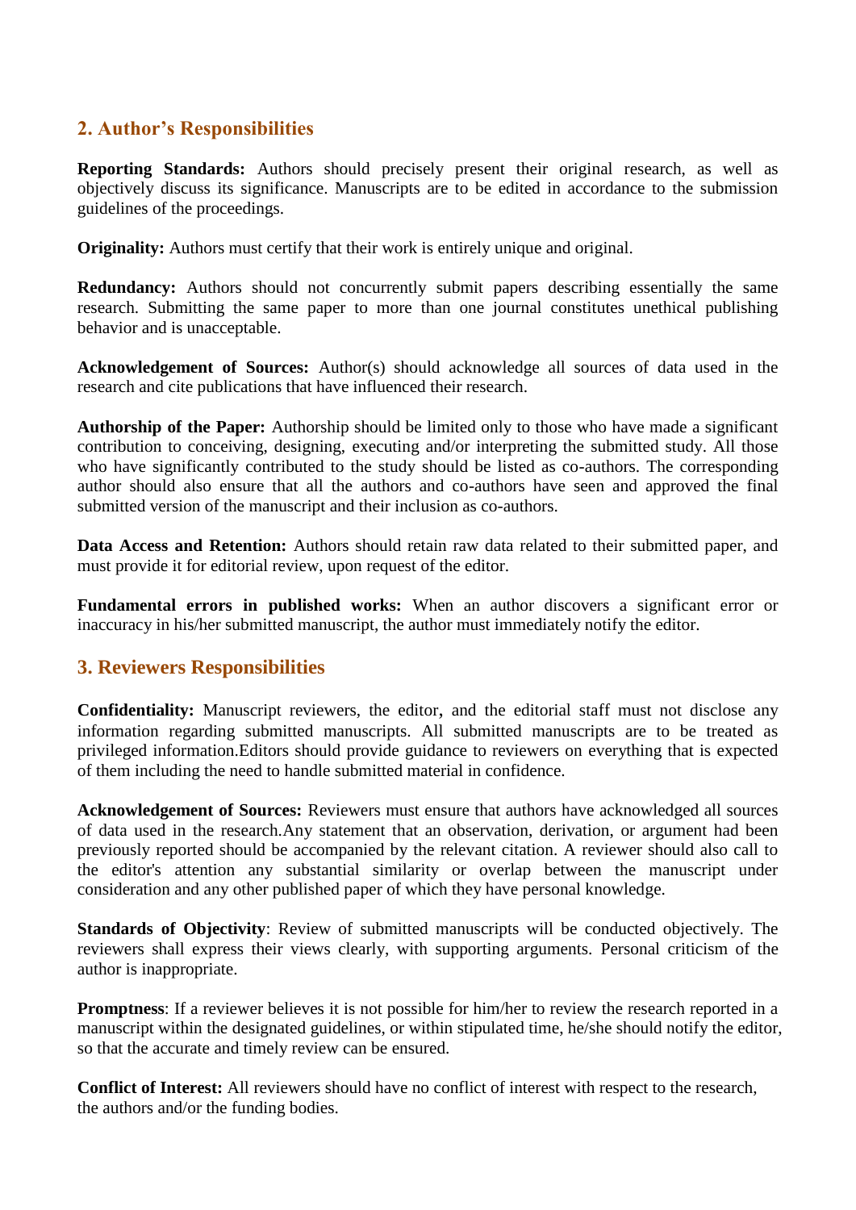## 2. Author’s Responsibilities

**Reporting Standards:** Authors should precisely present their original research, as well as objectively discuss its significance. Manuscripts are to be edited in accordance to the submission guidelines of the proceedings.

**Originality:** Authors must certify that their work is entirely unique and original.

**Redundancy:** Authors should not concurrently submit papers describing essentially the same research. Submitting the same paper to more than one journal constitutes unethical publishing behavior and is unacceptable.

**Acknowledgement of Sources:** Author(s) should acknowledge all sources of data used in the research and cite publications that have influenced their research.

**Authorship of the Paper:** Authorship should be limited only to those who have made a significant contribution to conceiving, designing, executing and/or interpreting the submitted study. All those who have significantly contributed to the study should be listed as co-authors. The corresponding author should also ensure that all the authors and co-authors have seen and approved the final submitted version of the manuscript and their inclusion as co-authors.

**Data Access and Retention:** Authors should retain raw data related to their submitted paper, and must provide it for editorial review, upon request of the editor.

**Fundamental errors in published works:** When an author discovers a significant error or inaccuracy in his/her submitted manuscript, the author must immediately notify the editor.

## 3. Reviewers Responsibilities

**Confidentiality:** Manuscript reviewers, the editor, and the editorial staff must not disclose any information regarding submitted manuscripts. All submitted manuscripts are to be treated as privileged information.Editors should provide guidance to reviewers on everything that is expected of them including the need to handle submitted material in confidence.

**Acknowledgement of Sources:** Reviewers must ensure that authors have acknowledged all sources of data used in the research.Any statement that an observation, derivation, or argument had been previously reported should be accompanied by the relevant citation. A reviewer should also call to the editor's attention any substantial similarity or overlap between the manuscript under consideration and any other published paper of which they have personal knowledge.

**Standards of Objectivity**: Review of submitted manuscripts will be conducted objectively. The reviewers shall express their views clearly, with supporting arguments. Personal criticism of the author is inappropriate.

**Promptness**: If a reviewer believes it is not possible for him/her to review the research reported in a manuscript within the designated guidelines, or within stipulated time, he/she should notify the editor, so that the accurate and timely review can be ensured.

**Conflict of Interest:** All reviewers should have no conflict of interest with respect to the research, the authors and/or the funding bodies.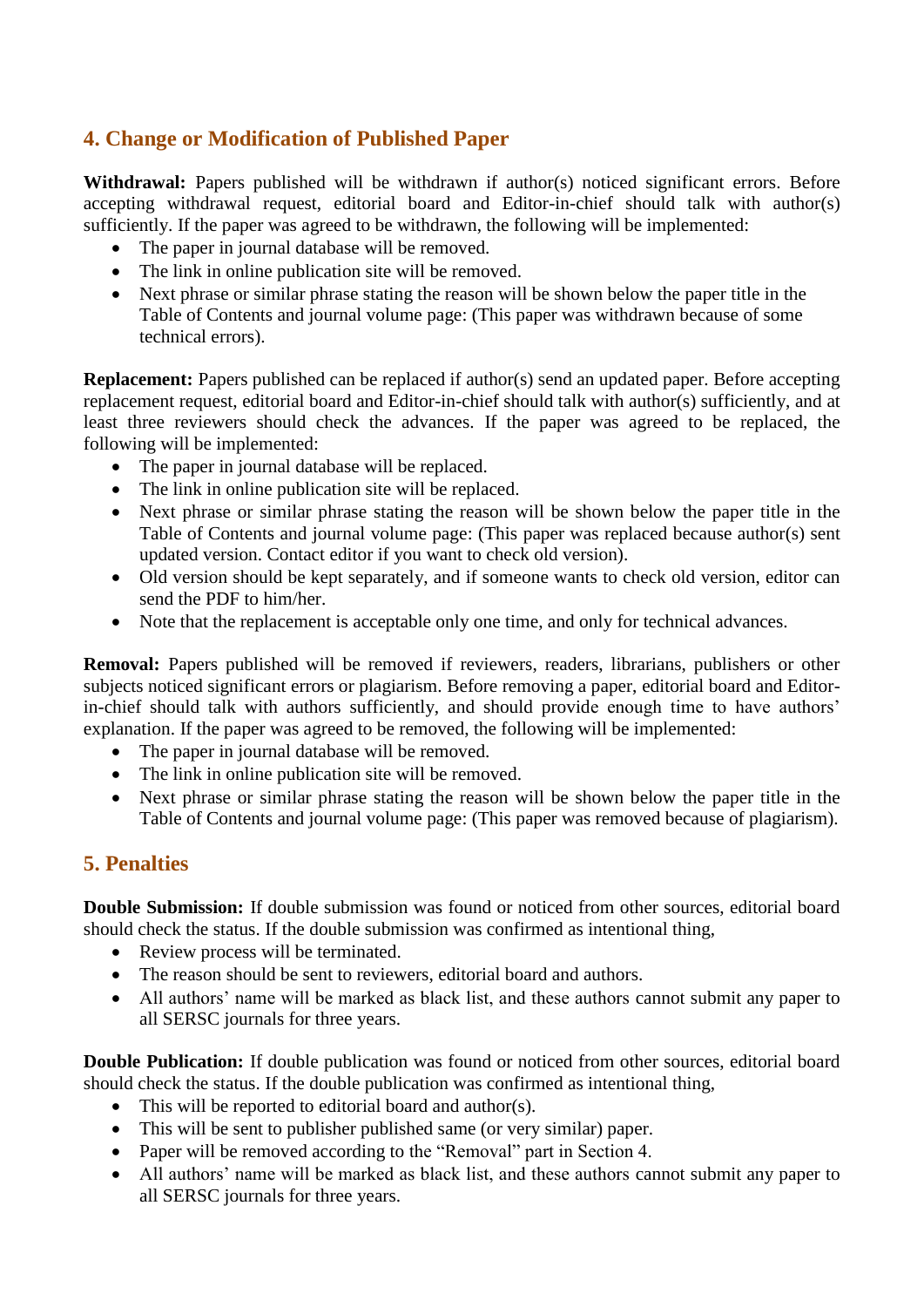## 4. Change or Modification of Published Paper

**Withdrawal:** Papers published will be withdrawn if author(s) noticed significant errors. Before accepting withdrawal request, editorial board and Editor-in-chief should talk with author(s) sufficiently. If the paper was agreed to be withdrawn, the following will be implemented:

- The paper in journal database will be removed.
- The link in online publication site will be removed.
- Next phrase or similar phrase stating the reason will be shown below the paper title in the Table of Contents and journal volume page: (This paper was withdrawn because of some technical errors).

**Replacement:** Papers published can be replaced if author(s) send an updated paper. Before accepting replacement request, editorial board and Editor-in-chief should talk with author(s) sufficiently, and at least three reviewers should check the advances. If the paper was agreed to be replaced, the following will be implemented:

- The paper in journal database will be replaced.
- The link in online publication site will be replaced.
- Next phrase or similar phrase stating the reason will be shown below the paper title in the Table of Contents and journal volume page: (This paper was replaced because author(s) sent updated version. Contact editor if you want to check old version).
- Old version should be kept separately, and if someone wants to check old version, editor can send the PDF to him/her.
- Note that the replacement is acceptable only one time, and only for technical advances.

**Removal:** Papers published will be removed if reviewers, readers, librarians, publishers or other subjects noticed significant errors or plagiarism. Before removing a paper, editorial board and Editor-in-chief should talk with authors sufficiently, and should provide enough time to have authors' explanation. If the paper was agreed to be removed, the following will be implemented:

- The paper in journal database will be removed.
- The link in online publication site will be removed.
- Next phrase or similar phrase stating the reason will be shown below the paper title in the Table of Contents and journal volume page: (This paper was removed because of plagiarism).

## 5. Penalties

**Double Submission:** If double submission was found or noticed from other sources, editorial board should check the status. If the double submission was confirmed as intentional thing,

- Review process will be terminated.
- The reason should be sent to reviewers, editorial board and authors.
- All authors' name will be marked as black list, and these authors cannot submit any paper to all SERSC journals for three years.

**Double Publication:** If double publication was found or noticed from other sources, editorial board should check the status. If the double publication was confirmed as intentional thing,

- This will be reported to editorial board and author(s).
- This will be sent to publisher published same (or very similar) paper.
- Paper will be removed according to the "Removal" part in Section 4.
- All authors' name will be marked as black list, and these authors cannot submit any paper to all SERSC journals for three years.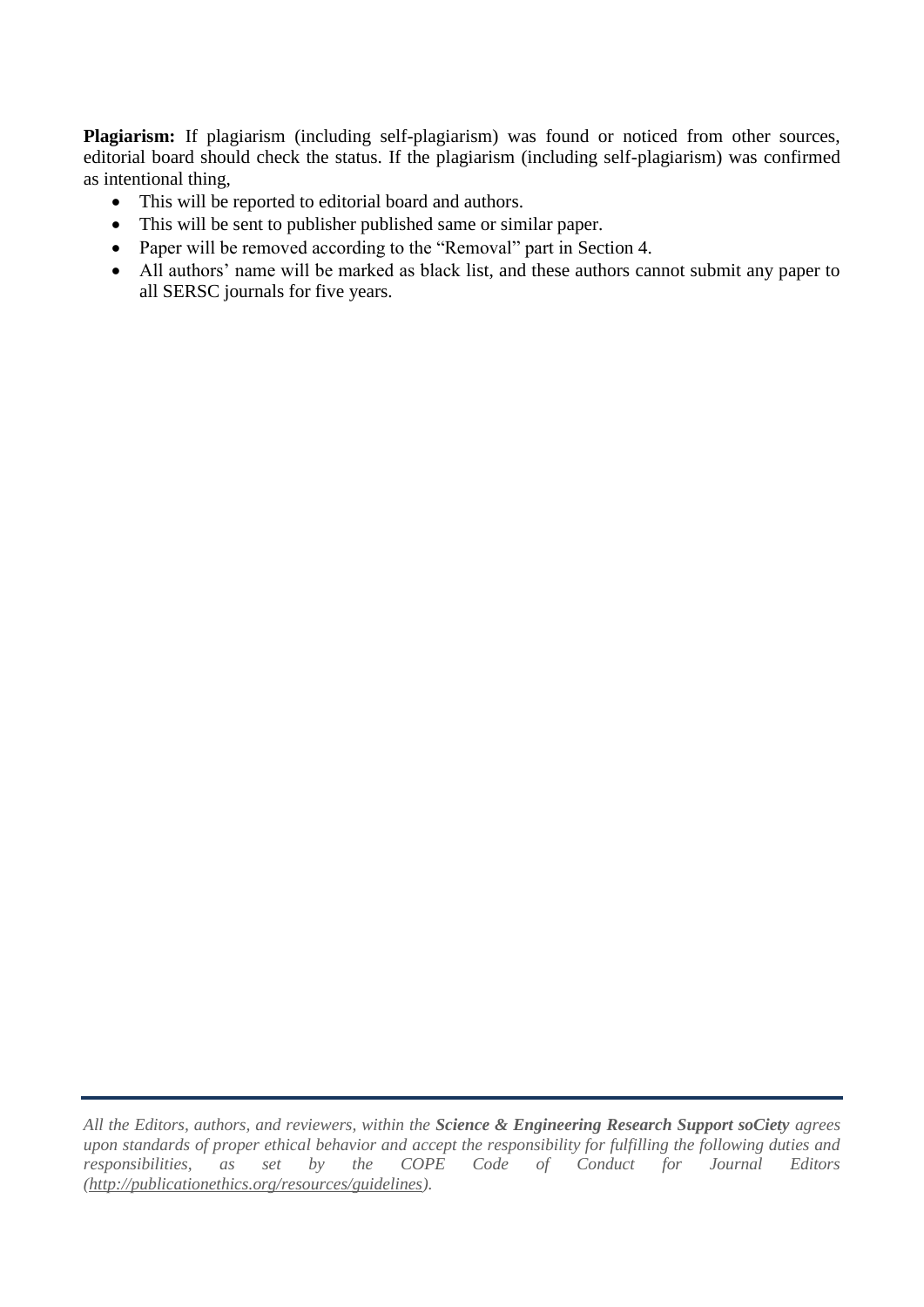**Plagiarism:** If plagiarism (including self-plagiarism) was found or noticed from other sources, editorial board should check the status. If the plagiarism (including self-plagiarism) was confirmed as intentional thing,

- This will be reported to editorial board and authors.
- This will be sent to publisher published same or similar paper.
- Paper will be removed according to the "Removal" part in Section 4.
- All authors' name will be marked as black list, and these authors cannot submit any paper to all SERSC journals for five years.

*All the Editors, authors, and reviewers, within the **Science & Engineering Research Support soCiety** agrees upon standards of proper ethical behavior and accept the responsibility for fulfilling the following duties and responsibilities, as set by the COPE Code of Conduct for Journal Editors (http://publicationethics.org/resources/guidelines).*